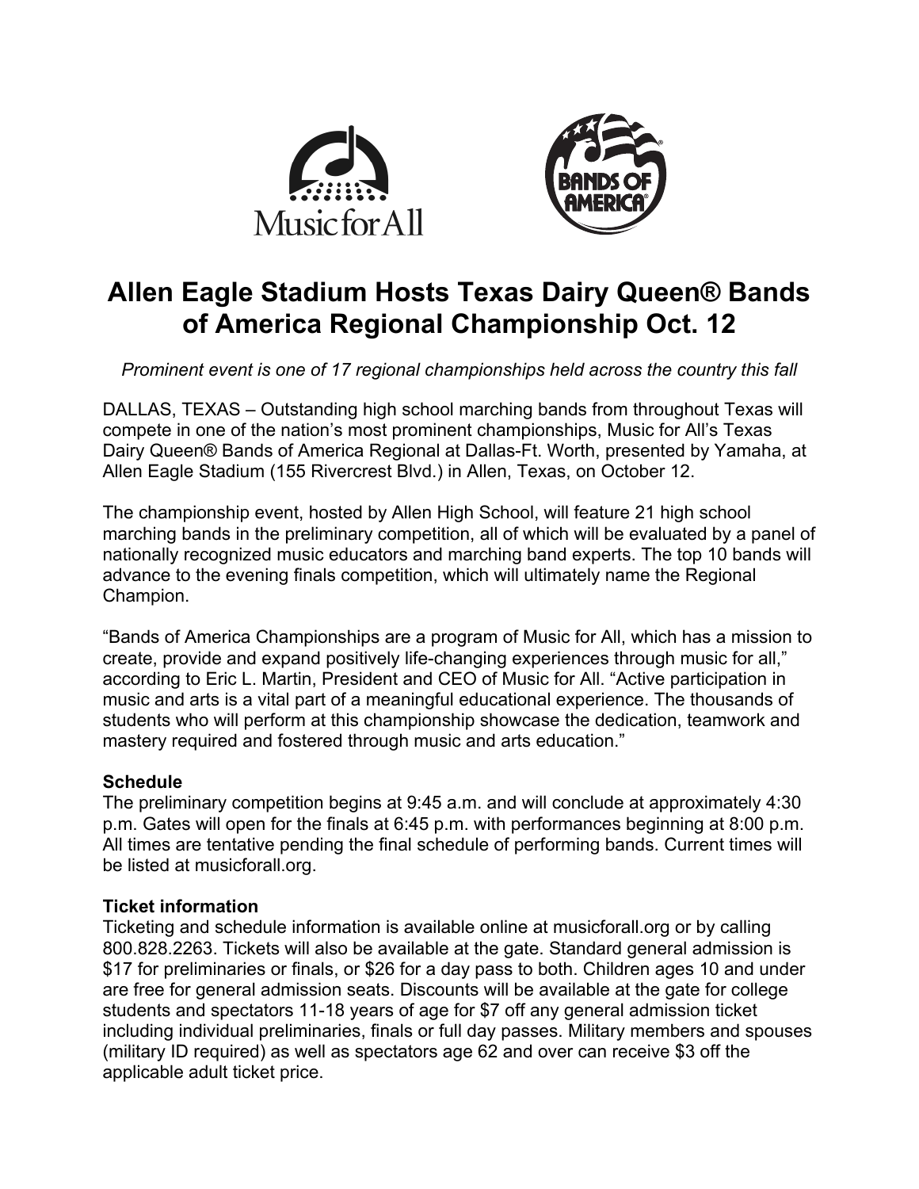# Allen Eagle Stadium Hosts Texas Dairy Queen® Bands of America Regional Championship Oct. 12

*Prominent event is one of 17 regional championships held across the country this fall*

DALLAS, TEXAS – Outstanding high school marching bands from throughout Texas will compete in one of the nation's most prominent championships, Music for All's Texas Dairy Queen® Bands of America Regional at Dallas-Ft. Worth, presented by Yamaha, at Allen Eagle Stadium (155 Rivercrest Blvd.) in Allen, Texas, on October 12.

The championship event, hosted by Allen High School, will feature 21 high school marching bands in the preliminary competition, all of which will be evaluated by a panel of nationally recognized music educators and marching band experts. The top 10 bands will advance to the evening finals competition, which will ultimately name the Regional Champion.

"Bands of America Championships are a program of Music for All, which has a mission to create, provide and expand positively life-changing experiences through music for all," according to Eric L. Martin, President and CEO of Music for All. "Active participation in music and arts is a vital part of a meaningful educational experience. The thousands of students who will perform at this championship showcase the dedication, teamwork and mastery required and fostered through music and arts education."

**Schedule**

The preliminary competition begins at 9:45 a.m. and will conclude at approximately 4:30 p.m. Gates will open for the finals at 6:45 p.m. with performances beginning at 8:00 p.m. All times are tentative pending the final schedule of performing bands. Current times will be listed at musicforall.org.

**Ticket information**

Ticketing and schedule information is available online at musicforall.org or by calling 800.828.2263. Tickets will also be available at the gate. Standard general admission is $17 for preliminaries or finals, or $26 for a day pass to both. Children ages 10 and under are free for general admission seats. Discounts will be available at the gate for college students and spectators 11-18 years of age for $7 off any general admission ticket including individual preliminaries, finals or full day passes. Military members and spouses (military ID required) as well as spectators age 62 and over can receive $3 off the applicable adult ticket price.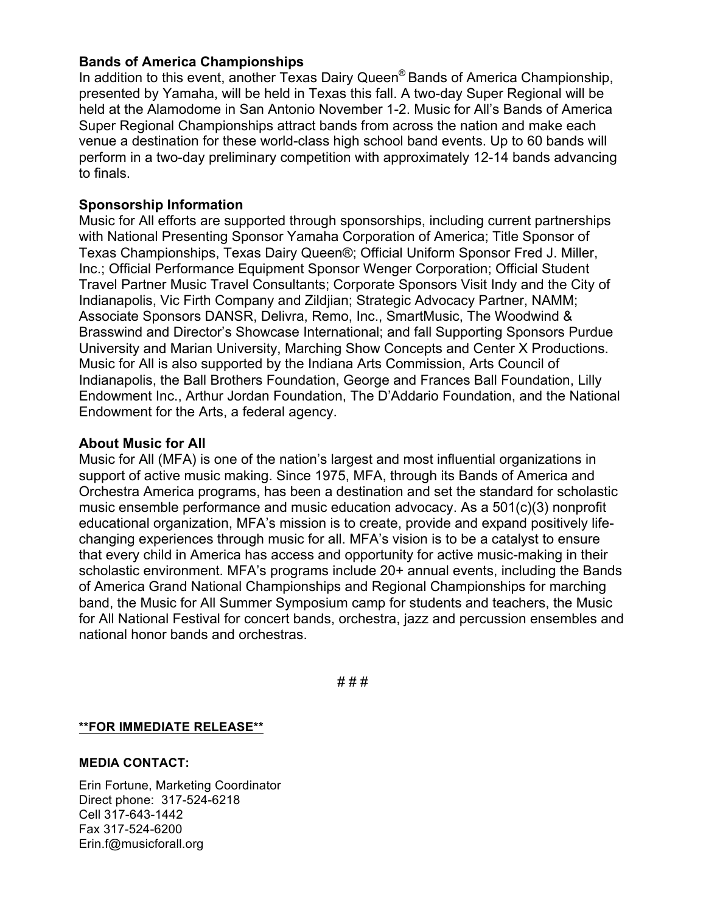**Bands of America Championships**

In addition to this event, another Texas Dairy Queen® Bands of America Championship, presented by Yamaha, will be held in Texas this fall. A two-day Super Regional will be held at the Alamodome in San Antonio November 1-2. Music for All's Bands of America Super Regional Championships attract bands from across the nation and make each venue a destination for these world-class high school band events. Up to 60 bands will perform in a two-day preliminary competition with approximately 12-14 bands advancing to finals.

**Sponsorship Information**

Music for All efforts are supported through sponsorships, including current partnerships with National Presenting Sponsor Yamaha Corporation of America; Title Sponsor of Texas Championships, Texas Dairy Queen®; Official Uniform Sponsor Fred J. Miller, Inc.; Official Performance Equipment Sponsor Wenger Corporation; Official Student Travel Partner Music Travel Consultants; Corporate Sponsors Visit Indy and the City of Indianapolis, Vic Firth Company and Zildjian; Strategic Advocacy Partner, NAMM; Associate Sponsors DANSR, Delivra, Remo, Inc., SmartMusic, The Woodwind & Brasswind and Director's Showcase International; and fall Supporting Sponsors Purdue University and Marian University, Marching Show Concepts and Center X Productions. Music for All is also supported by the Indiana Arts Commission, Arts Council of Indianapolis, the Ball Brothers Foundation, George and Frances Ball Foundation, Lilly Endowment Inc., Arthur Jordan Foundation, The D'Addario Foundation, and the National Endowment for the Arts, a federal agency.

**About Music for All**

Music for All (MFA) is one of the nation's largest and most influential organizations in support of active music making. Since 1975, MFA, through its Bands of America and Orchestra America programs, has been a destination and set the standard for scholastic music ensemble performance and music education advocacy. As a 501(c)(3) nonprofit educational organization, MFA's mission is to create, provide and expand positively life-changing experiences through music for all. MFA's vision is to be a catalyst to ensure that every child in America has access and opportunity for active music-making in their scholastic environment. MFA's programs include 20+ annual events, including the Bands of America Grand National Championships and Regional Championships for marching band, the Music for All Summer Symposium camp for students and teachers, the Music for All National Festival for concert bands, orchestra, jazz and percussion ensembles and national honor bands and orchestras.

# # #

**\*\*FOR IMMEDIATE RELEASE\*\***

**MEDIA CONTACT:**

Erin Fortune, Marketing Coordinator
Direct phone: 317-524-6218
Cell 317-643-1442
Fax 317-524-6200
Erin.f@musicforall.org